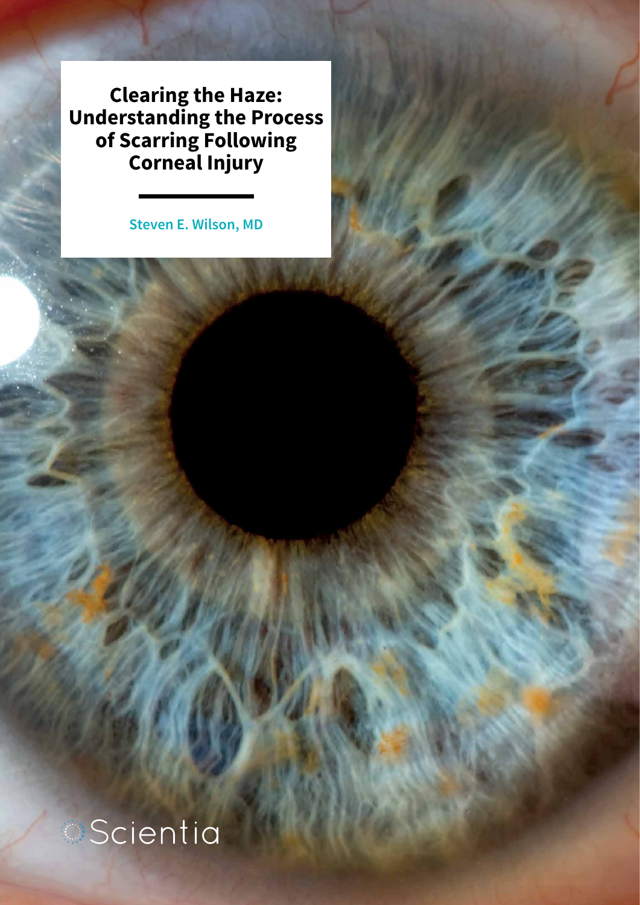# Clearing the Haze: Understanding the Process of Scarring Following Corneal Injury

**Steven E. Wilson, MD**

Scientia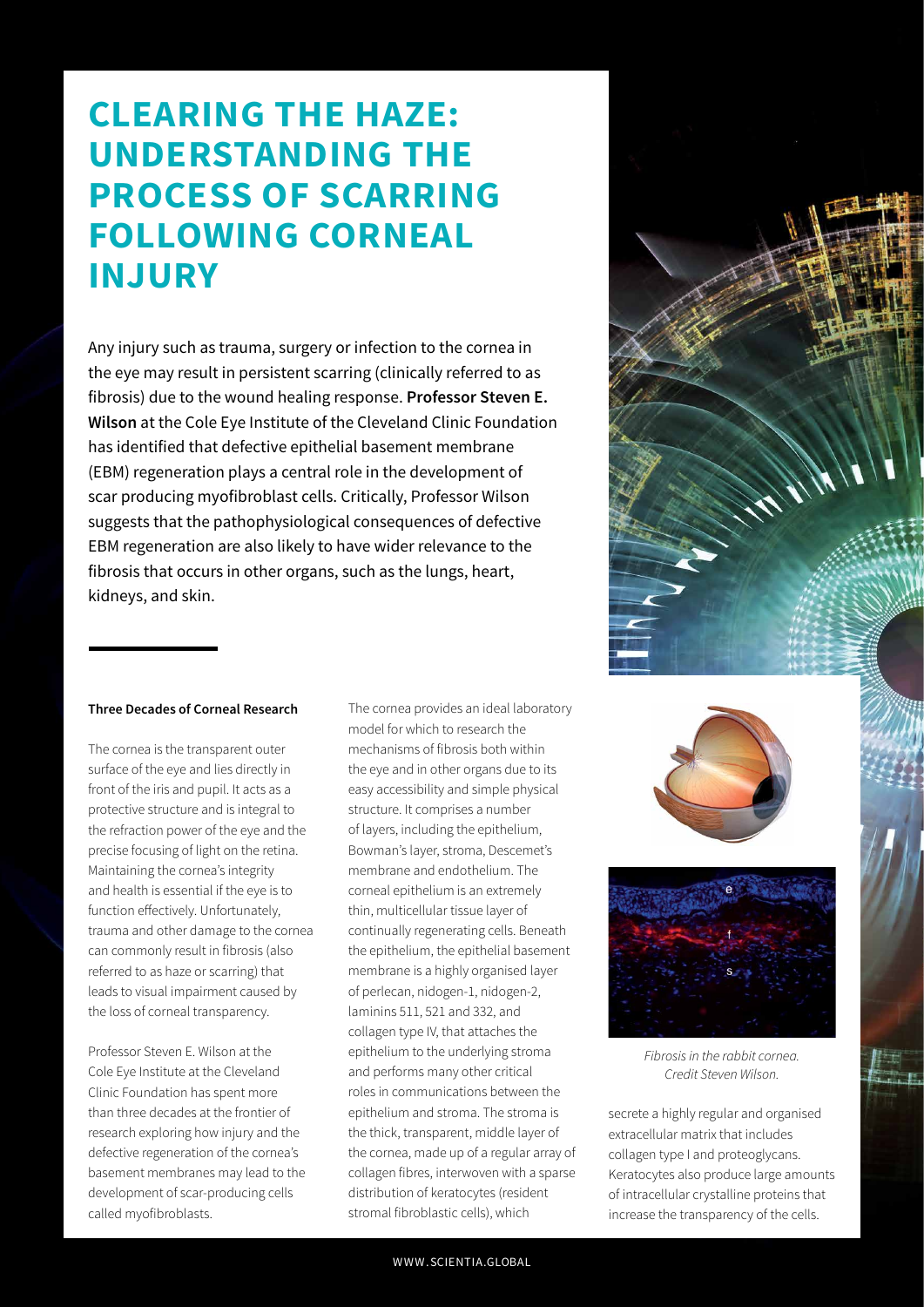# CLEARING THE HAZE: UNDERSTANDING THE PROCESS OF SCARRING FOLLOWING CORNEAL INJURY

Any injury such as trauma, surgery or infection to the cornea in the eye may result in persistent scarring (clinically referred to as fibrosis) due to the wound healing response. **Professor Steven E. Wilson** at the Cole Eye Institute of the Cleveland Clinic Foundation has identified that defective epithelial basement membrane (EBM) regeneration plays a central role in the development of scar producing myofibroblast cells. Critically, Professor Wilson suggests that the pathophysiological consequences of defective EBM regeneration are also likely to have wider relevance to the fibrosis that occurs in other organs, such as the lungs, heart, kidneys, and skin.

**Three Decades of Corneal Research**

The cornea is the transparent outer surface of the eye and lies directly in front of the iris and pupil. It acts as a protective structure and is integral to the refraction power of the eye and the precise focusing of light on the retina. Maintaining the cornea's integrity and health is essential if the eye is to function effectively. Unfortunately, trauma and other damage to the cornea can commonly result in fibrosis (also referred to as haze or scarring) that leads to visual impairment caused by the loss of corneal transparency.

Professor Steven E. Wilson at the Cole Eye Institute at the Cleveland Clinic Foundation has spent more than three decades at the frontier of research exploring how injury and the defective regeneration of the cornea's basement membranes may lead to the development of scar-producing cells called myofibroblasts.

The cornea provides an ideal laboratory model for which to research the mechanisms of fibrosis both within the eye and in other organs due to its easy accessibility and simple physical structure. It comprises a number of layers, including the epithelium, Bowman's layer, stroma, Descemet's membrane and endothelium. The corneal epithelium is an extremely thin, multicellular tissue layer of continually regenerating cells. Beneath the epithelium, the epithelial basement membrane is a highly organised layer of perlecan, nidogen-1, nidogen-2, laminins 511, 521 and 332, and collagen type IV, that attaches the epithelium to the underlying stroma and performs many other critical roles in communications between the epithelium and stroma. The stroma is the thick, transparent, middle layer of the cornea, made up of a regular array of collagen fibres, interwoven with a sparse distribution of keratocytes (resident stromal fibroblastic cells), which secrete a highly regular and organised extracellular matrix that includes collagen type I and proteoglycans. Keratocytes also produce large amounts of intracellular crystalline proteins that increase the transparency of the cells.

*Fibrosis in the rabbit cornea. Credit Steven Wilson.*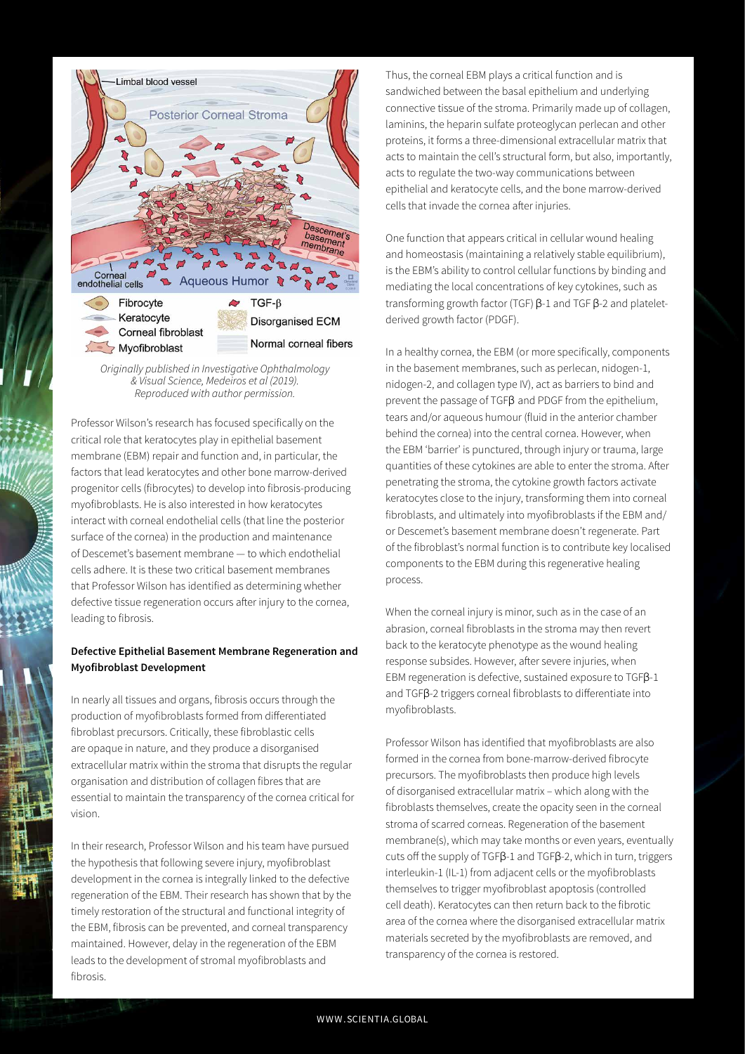Limbal blood vessel

Posterior Corneal Stroma

Descemet's basement membrane

Corneal endothelial cells

Aqueous Humor

Fibrocyte

Keratocyte

Corneal fibroblast

Myofibroblast

TGF-β

Disorganised ECM

Normal corneal fibers

*Originally published in Investigative Ophthalmology & Visual Science, Medeiros et al (2019). Reproduced with author permission.*

Professor Wilson's research has focused specifically on the critical role that keratocytes play in epithelial basement membrane (EBM) repair and function and, in particular, the factors that lead keratocytes and other bone marrow-derived progenitor cells (fibrocytes) to develop into fibrosis-producing myofibroblasts. He is also interested in how keratocytes interact with corneal endothelial cells (that line the posterior surface of the cornea) in the production and maintenance of Descemet's basement membrane — to which endothelial cells adhere. It is these two critical basement membranes that Professor Wilson has identified as determining whether defective tissue regeneration occurs after injury to the cornea, leading to fibrosis.

### Defective Epithelial Basement Membrane Regeneration and Myofibroblast Development

In nearly all tissues and organs, fibrosis occurs through the production of myofibroblasts formed from differentiated fibroblast precursors. Critically, these fibroblastic cells are opaque in nature, and they produce a disorganised extracellular matrix within the stroma that disrupts the regular organisation and distribution of collagen fibres that are essential to maintain the transparency of the cornea critical for vision.

In their research, Professor Wilson and his team have pursued the hypothesis that following severe injury, myofibroblast development in the cornea is integrally linked to the defective regeneration of the EBM. Their research has shown that by the timely restoration of the structural and functional integrity of the EBM, fibrosis can be prevented, and corneal transparency maintained. However, delay in the regeneration of the EBM leads to the development of stromal myofibroblasts and fibrosis.

Thus, the corneal EBM plays a critical function and is sandwiched between the basal epithelium and underlying connective tissue of the stroma. Primarily made up of collagen, laminins, the heparin sulfate proteoglycan perlecan and other proteins, it forms a three-dimensional extracellular matrix that acts to maintain the cell's structural form, but also, importantly, acts to regulate the two-way communications between epithelial and keratocyte cells, and the bone marrow-derived cells that invade the cornea after injuries.

One function that appears critical in cellular wound healing and homeostasis (maintaining a relatively stable equilibrium), is the EBM's ability to control cellular functions by binding and mediating the local concentrations of key cytokines, such as transforming growth factor (TGF) β-1 and TGF β-2 and platelet-derived growth factor (PDGF).

In a healthy cornea, the EBM (or more specifically, components in the basement membranes, such as perlecan, nidogen-1, nidogen-2, and collagen type IV), act as barriers to bind and prevent the passage of TGFβ and PDGF from the epithelium, tears and/or aqueous humour (fluid in the anterior chamber behind the cornea) into the central cornea. However, when the EBM 'barrier' is punctured, through injury or trauma, large quantities of these cytokines are able to enter the stroma. After penetrating the stroma, the cytokine growth factors activate keratocytes close to the injury, transforming them into corneal fibroblasts, and ultimately into myofibroblasts if the EBM and/or Descemet's basement membrane doesn't regenerate. Part of the fibroblast's normal function is to contribute key localised components to the EBM during this regenerative healing process.

When the corneal injury is minor, such as in the case of an abrasion, corneal fibroblasts in the stroma may then revert back to the keratocyte phenotype as the wound healing response subsides. However, after severe injuries, when EBM regeneration is defective, sustained exposure to TGFβ-1 and TGFβ-2 triggers corneal fibroblasts to differentiate into myofibroblasts.

Professor Wilson has identified that myofibroblasts are also formed in the cornea from bone-marrow-derived fibrocyte precursors. The myofibroblasts then produce high levels of disorganised extracellular matrix – which along with the fibroblasts themselves, create the opacity seen in the corneal stroma of scarred corneas. Regeneration of the basement membrane(s), which may take months or even years, eventually cuts off the supply of TGFβ-1 and TGFβ-2, which in turn, triggers interleukin-1 (IL-1) from adjacent cells or the myofibroblasts themselves to trigger myofibroblast apoptosis (controlled cell death). Keratocytes can then return back to the fibrotic area of the cornea where the disorganised extracellular matrix materials secreted by the myofibroblasts are removed, and transparency of the cornea is restored.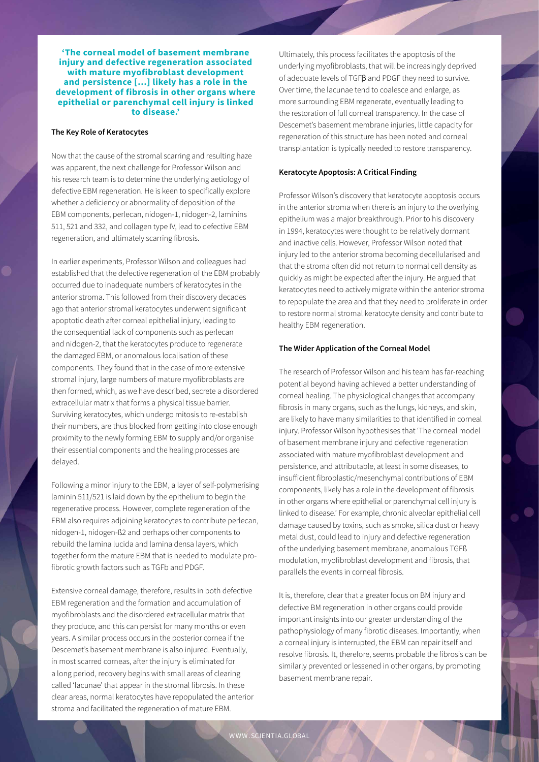**'The corneal model of basement membrane injury and defective regeneration associated with mature myofibroblast development and persistence [...] likely has a role in the development of fibrosis in other organs where epithelial or parenchymal cell injury is linked to disease.'**

### The Key Role of Keratocytes

Now that the cause of the stromal scarring and resulting haze was apparent, the next challenge for Professor Wilson and his research team is to determine the underlying aetiology of defective EBM regeneration. He is keen to specifically explore whether a deficiency or abnormality of deposition of the EBM components, perlecan, nidogen-1, nidogen-2, laminins 511, 521 and 332, and collagen type IV, lead to defective EBM regeneration, and ultimately scarring fibrosis.

In earlier experiments, Professor Wilson and colleagues had established that the defective regeneration of the EBM probably occurred due to inadequate numbers of keratocytes in the anterior stroma. This followed from their discovery decades ago that anterior stromal keratocytes underwent significant apoptotic death after corneal epithelial injury, leading to the consequential lack of components such as perlecan and nidogen-2, that the keratocytes produce to regenerate the damaged EBM, or anomalous localisation of these components. They found that in the case of more extensive stromal injury, large numbers of mature myofibroblasts are then formed, which, as we have described, secrete a disordered extracellular matrix that forms a physical tissue barrier. Surviving keratocytes, which undergo mitosis to re-establish their numbers, are thus blocked from getting into close enough proximity to the newly forming EBM to supply and/or organise their essential components and the healing processes are delayed.

Following a minor injury to the EBM, a layer of self-polymerising laminin 511/521 is laid down by the epithelium to begin the regenerative process. However, complete regeneration of the EBM also requires adjoining keratocytes to contribute perlecan, nidogen-1, nidogen-ß2 and perhaps other components to rebuild the lamina lucida and lamina densa layers, which together form the mature EBM that is needed to modulate pro-fibrotic growth factors such as TGFb and PDGF.

Extensive corneal damage, therefore, results in both defective EBM regeneration and the formation and accumulation of myofibroblasts and the disordered extracellular matrix that they produce, and this can persist for many months or even years. A similar process occurs in the posterior cornea if the Descemet's basement membrane is also injured. Eventually, in most scarred corneas, after the injury is eliminated for a long period, recovery begins with small areas of clearing called 'lacunae' that appear in the stromal fibrosis. In these clear areas, normal keratocytes have repopulated the anterior stroma and facilitated the regeneration of mature EBM.

Ultimately, this process facilitates the apoptosis of the underlying myofibroblasts, that will be increasingly deprived of adequate levels of TGFβ and PDGF they need to survive. Over time, the lacunae tend to coalesce and enlarge, as more surrounding EBM regenerate, eventually leading to the restoration of full corneal transparency. In the case of Descemet's basement membrane injuries, little capacity for regeneration of this structure has been noted and corneal transplantation is typically needed to restore transparency.

### Keratocyte Apoptosis: A Critical Finding

Professor Wilson's discovery that keratocyte apoptosis occurs in the anterior stroma when there is an injury to the overlying epithelium was a major breakthrough. Prior to his discovery in 1994, keratocytes were thought to be relatively dormant and inactive cells. However, Professor Wilson noted that injury led to the anterior stroma becoming decellularised and that the stroma often did not return to normal cell density as quickly as might be expected after the injury. He argued that keratocytes need to actively migrate within the anterior stroma to repopulate the area and that they need to proliferate in order to restore normal stromal keratocyte density and contribute to healthy EBM regeneration.

### The Wider Application of the Corneal Model

The research of Professor Wilson and his team has far-reaching potential beyond having achieved a better understanding of corneal healing. The physiological changes that accompany fibrosis in many organs, such as the lungs, kidneys, and skin, are likely to have many similarities to that identified in corneal injury. Professor Wilson hypothesises that 'The corneal model of basement membrane injury and defective regeneration associated with mature myofibroblast development and persistence, and attributable, at least in some diseases, to insufficient fibroblastic/mesenchymal contributions of EBM components, likely has a role in the development of fibrosis in other organs where epithelial or parenchymal cell injury is linked to disease.' For example, chronic alveolar epithelial cell damage caused by toxins, such as smoke, silica dust or heavy metal dust, could lead to injury and defective regeneration of the underlying basement membrane, anomalous TGFß modulation, myofibroblast development and fibrosis, that parallels the events in corneal fibrosis.

It is, therefore, clear that a greater focus on BM injury and defective BM regeneration in other organs could provide important insights into our greater understanding of the pathophysiology of many fibrotic diseases. Importantly, when a corneal injury is interrupted, the EBM can repair itself and resolve fibrosis. It, therefore, seems probable the fibrosis can be similarly prevented or lessened in other organs, by promoting basement membrane repair.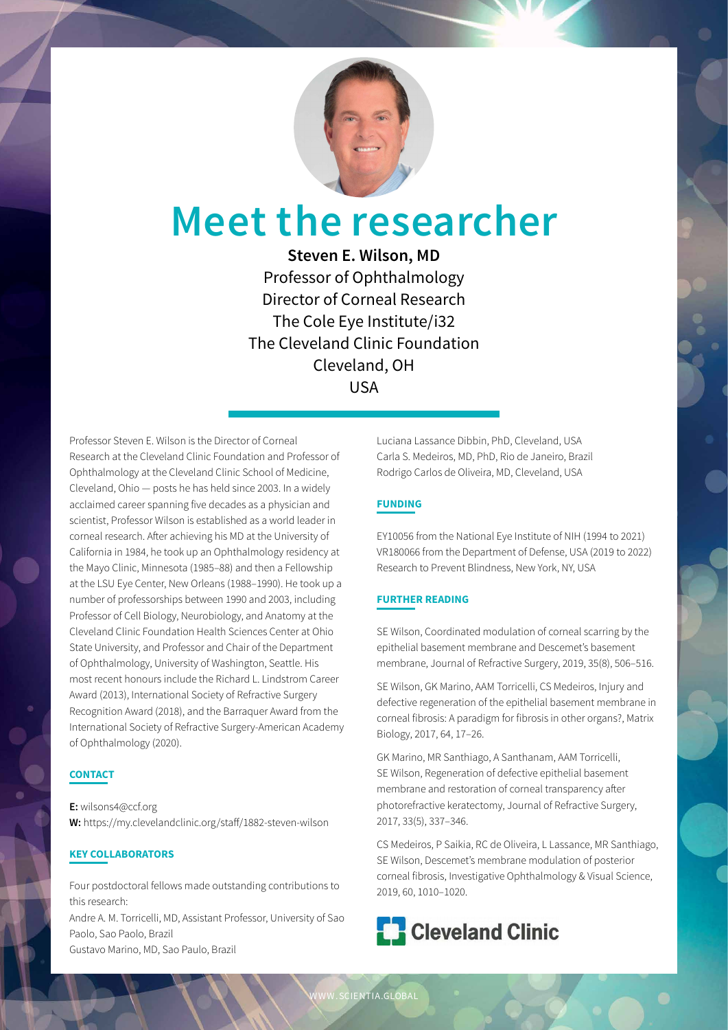# Meet the researcher

**Steven E. Wilson, MD**
Professor of Ophthalmology
Director of Corneal Research
The Cole Eye Institute/i32
The Cleveland Clinic Foundation
Cleveland, OH
USA

Professor Steven E. Wilson is the Director of Corneal Research at the Cleveland Clinic Foundation and Professor of Ophthalmology at the Cleveland Clinic School of Medicine, Cleveland, Ohio — posts he has held since 2003. In a widely acclaimed career spanning five decades as a physician and scientist, Professor Wilson is established as a world leader in corneal research. After achieving his MD at the University of California in 1984, he took up an Ophthalmology residency at the Mayo Clinic, Minnesota (1985–88) and then a Fellowship at the LSU Eye Center, New Orleans (1988–1990). He took up a number of professorships between 1990 and 2003, including Professor of Cell Biology, Neurobiology, and Anatomy at the Cleveland Clinic Foundation Health Sciences Center at Ohio State University, and Professor and Chair of the Department of Ophthalmology, University of Washington, Seattle. His most recent honours include the Richard L. Lindstrom Career Award (2013), International Society of Refractive Surgery Recognition Award (2018), and the Barraquer Award from the International Society of Refractive Surgery-American Academy of Ophthalmology (2020).

## CONTACT

**E:** wilsons4@ccf.org
**W:** https://my.clevelandclinic.org/staff/1882-steven-wilson

## KEY COLLABORATORS

Four postdoctoral fellows made outstanding contributions to this research:
Andre A. M. Torricelli, MD, Assistant Professor, University of Sao Paolo, Sao Paolo, Brazil
Gustavo Marino, MD, Sao Paulo, Brazil
Luciana Lassance Dibbin, PhD, Cleveland, USA
Carla S. Medeiros, MD, PhD, Rio de Janeiro, Brazil
Rodrigo Carlos de Oliveira, MD, Cleveland, USA

## FUNDING

EY10056 from the National Eye Institute of NIH (1994 to 2021)
VR180066 from the Department of Defense, USA (2019 to 2022)
Research to Prevent Blindness, New York, NY, USA

## FURTHER READING

SE Wilson, Coordinated modulation of corneal scarring by the epithelial basement membrane and Descemet's basement membrane, Journal of Refractive Surgery, 2019, 35(8), 506–516.

SE Wilson, GK Marino, AAM Torricelli, CS Medeiros, Injury and defective regeneration of the epithelial basement membrane in corneal fibrosis: A paradigm for fibrosis in other organs?, Matrix Biology, 2017, 64, 17–26.

GK Marino, MR Santhiago, A Santhanam, AAM Torricelli, SE Wilson, Regeneration of defective epithelial basement membrane and restoration of corneal transparency after photorefractive keratectomy, Journal of Refractive Surgery, 2017, 33(5), 337–346.

CS Medeiros, P Saikia, RC de Oliveira, L Lassance, MR Santhiago, SE Wilson, Descemet's membrane modulation of posterior corneal fibrosis, Investigative Ophthalmology & Visual Science, 2019, 60, 1010–1020.

Cleveland Clinic